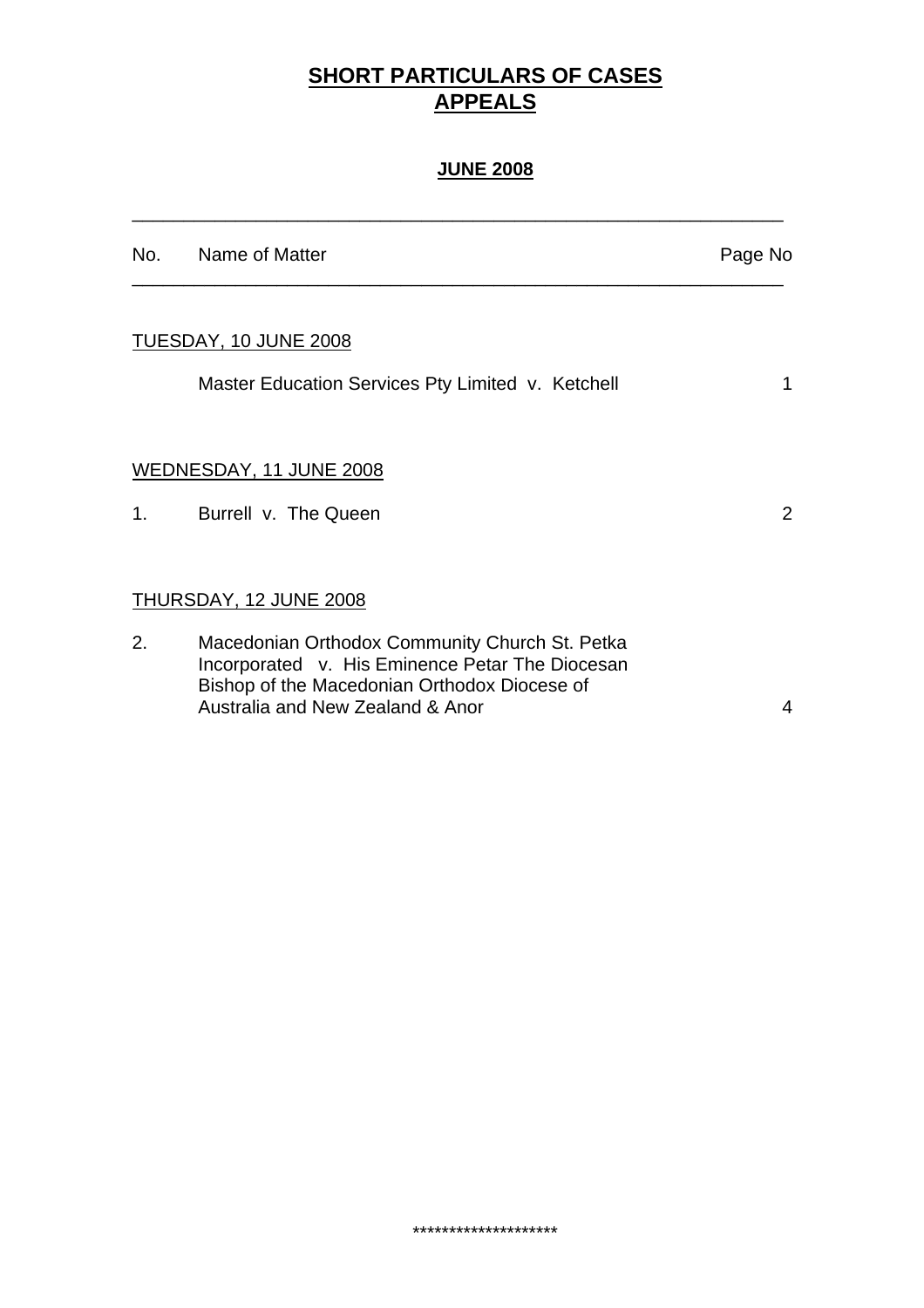# SHORT PARTICULARS OF CASES
# APPEALS

## JUNE 2008

| No. | Name of Matter | Page No |
|---|---|---|
| | **TUESDAY, 10 JUNE 2008** | |
| | Master Education Services Pty Limited v. Ketchell | 1 |
| | **WEDNESDAY, 11 JUNE 2008** | |
| 1. | Burrell v. The Queen | 2 |
| | **THURSDAY, 12 JUNE 2008** | |
| 2. | Macedonian Orthodox Community Church St. Petka Incorporated v. His Eminence Petar The Diocesan Bishop of the Macedonian Orthodox Diocese of Australia and New Zealand & Anor | 4 |

********************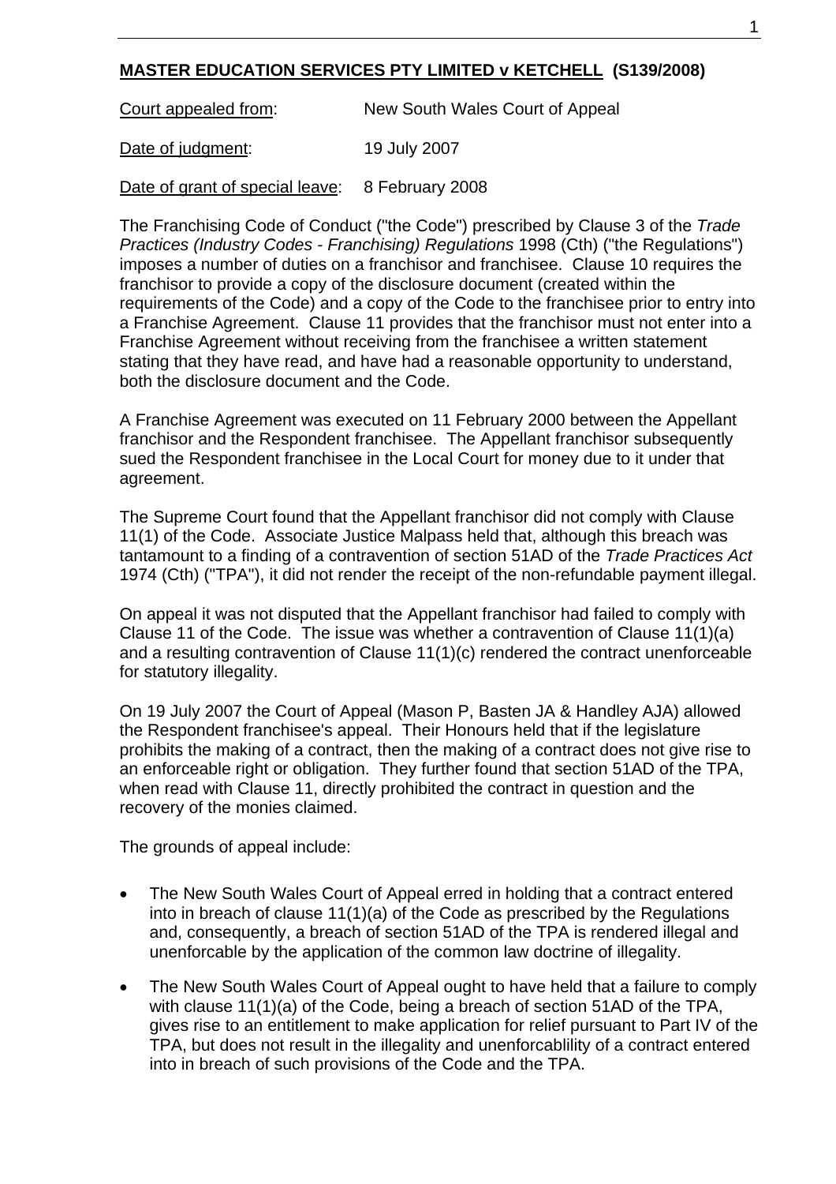**MASTER EDUCATION SERVICES PTY LIMITED v KETCHELL (S139/2008)**

Court appealed from: New South Wales Court of Appeal

Date of judgment: 19 July 2007

Date of grant of special leave: 8 February 2008

The Franchising Code of Conduct ("the Code") prescribed by Clause 3 of the *Trade Practices (Industry Codes - Franchising) Regulations* 1998 (Cth) ("the Regulations") imposes a number of duties on a franchisor and franchisee. Clause 10 requires the franchisor to provide a copy of the disclosure document (created within the requirements of the Code) and a copy of the Code to the franchisee prior to entry into a Franchise Agreement. Clause 11 provides that the franchisor must not enter into a Franchise Agreement without receiving from the franchisee a written statement stating that they have read, and have had a reasonable opportunity to understand, both the disclosure document and the Code.

A Franchise Agreement was executed on 11 February 2000 between the Appellant franchisor and the Respondent franchisee. The Appellant franchisor subsequently sued the Respondent franchisee in the Local Court for money due to it under that agreement.

The Supreme Court found that the Appellant franchisor did not comply with Clause 11(1) of the Code. Associate Justice Malpass held that, although this breach was tantamount to a finding of a contravention of section 51AD of the *Trade Practices Act* 1974 (Cth) ("TPA"), it did not render the receipt of the non-refundable payment illegal.

On appeal it was not disputed that the Appellant franchisor had failed to comply with Clause 11 of the Code. The issue was whether a contravention of Clause 11(1)(a) and a resulting contravention of Clause 11(1)(c) rendered the contract unenforceable for statutory illegality.

On 19 July 2007 the Court of Appeal (Mason P, Basten JA & Handley AJA) allowed the Respondent franchisee's appeal. Their Honours held that if the legislature prohibits the making of a contract, then the making of a contract does not give rise to an enforceable right or obligation. They further found that section 51AD of the TPA, when read with Clause 11, directly prohibited the contract in question and the recovery of the monies claimed.

The grounds of appeal include:

- The New South Wales Court of Appeal erred in holding that a contract entered into in breach of clause 11(1)(a) of the Code as prescribed by the Regulations and, consequently, a breach of section 51AD of the TPA is rendered illegal and unenforcable by the application of the common law doctrine of illegality.

- The New South Wales Court of Appeal ought to have held that a failure to comply with clause 11(1)(a) of the Code, being a breach of section 51AD of the TPA, gives rise to an entitlement to make application for relief pursuant to Part IV of the TPA, but does not result in the illegality and unenforcablility of a contract entered into in breach of such provisions of the Code and the TPA.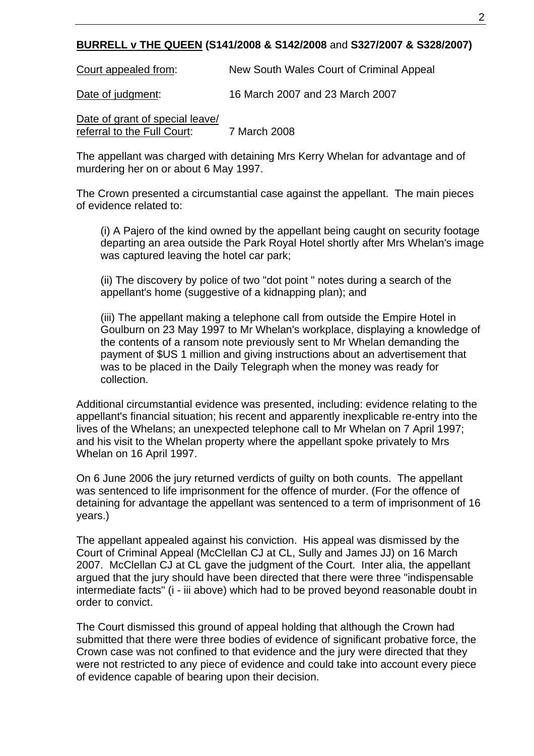**BURRELL v THE QUEEN (S141/2008 & S142/2008** and **S327/2007 & S328/2007)**

Court appealed from: New South Wales Court of Criminal Appeal

Date of judgment: 16 March 2007 and 23 March 2007

Date of grant of special leave/ referral to the Full Court: 7 March 2008

The appellant was charged with detaining Mrs Kerry Whelan for advantage and of murdering her on or about 6 May 1997.

The Crown presented a circumstantial case against the appellant. The main pieces of evidence related to:

(i) A Pajero of the kind owned by the appellant being caught on security footage departing an area outside the Park Royal Hotel shortly after Mrs Whelan's image was captured leaving the hotel car park;

(ii) The discovery by police of two "dot point " notes during a search of the appellant's home (suggestive of a kidnapping plan); and

(iii) The appellant making a telephone call from outside the Empire Hotel in Goulburn on 23 May 1997 to Mr Whelan's workplace, displaying a knowledge of the contents of a ransom note previously sent to Mr Whelan demanding the payment of $US 1 million and giving instructions about an advertisement that was to be placed in the Daily Telegraph when the money was ready for collection.

Additional circumstantial evidence was presented, including: evidence relating to the appellant's financial situation; his recent and apparently inexplicable re-entry into the lives of the Whelans; an unexpected telephone call to Mr Whelan on 7 April 1997; and his visit to the Whelan property where the appellant spoke privately to Mrs Whelan on 16 April 1997.

On 6 June 2006 the jury returned verdicts of guilty on both counts. The appellant was sentenced to life imprisonment for the offence of murder. (For the offence of detaining for advantage the appellant was sentenced to a term of imprisonment of 16 years.)

The appellant appealed against his conviction. His appeal was dismissed by the Court of Criminal Appeal (McClellan CJ at CL, Sully and James JJ) on 16 March 2007. McClellan CJ at CL gave the judgment of the Court. Inter alia, the appellant argued that the jury should have been directed that there were three "indispensable intermediate facts" (i - iii above) which had to be proved beyond reasonable doubt in order to convict.

The Court dismissed this ground of appeal holding that although the Crown had submitted that there were three bodies of evidence of significant probative force, the Crown case was not confined to that evidence and the jury were directed that they were not restricted to any piece of evidence and could take into account every piece of evidence capable of bearing upon their decision.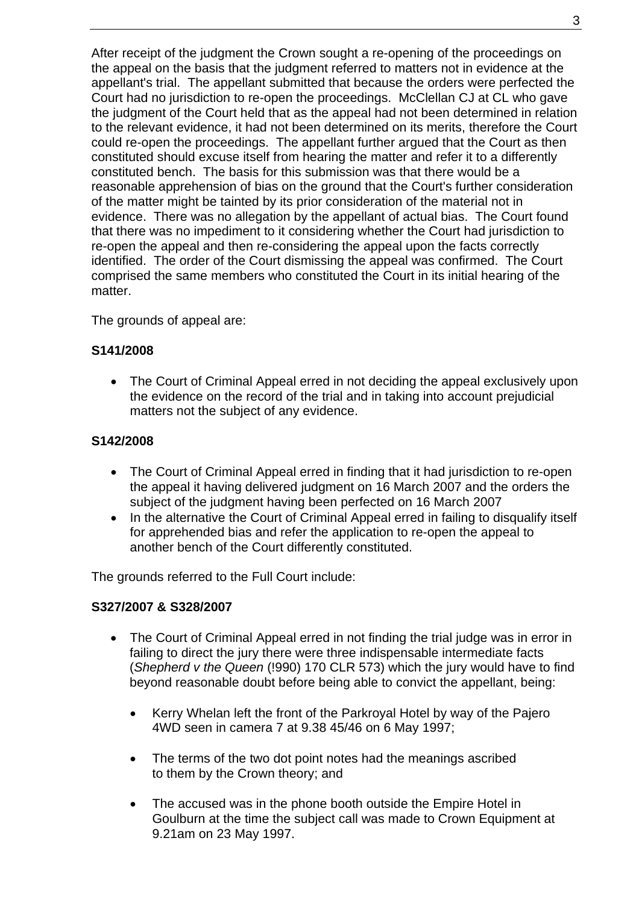After receipt of the judgment the Crown sought a re-opening of the proceedings on the appeal on the basis that the judgment referred to matters not in evidence at the appellant's trial. The appellant submitted that because the orders were perfected the Court had no jurisdiction to re-open the proceedings. McClellan CJ at CL who gave the judgment of the Court held that as the appeal had not been determined in relation to the relevant evidence, it had not been determined on its merits, therefore the Court could re-open the proceedings. The appellant further argued that the Court as then constituted should excuse itself from hearing the matter and refer it to a differently constituted bench. The basis for this submission was that there would be a reasonable apprehension of bias on the ground that the Court's further consideration of the matter might be tainted by its prior consideration of the material not in evidence. There was no allegation by the appellant of actual bias. The Court found that there was no impediment to it considering whether the Court had jurisdiction to re-open the appeal and then re-considering the appeal upon the facts correctly identified. The order of the Court dismissing the appeal was confirmed. The Court comprised the same members who constituted the Court in its initial hearing of the matter.

The grounds of appeal are:

**S141/2008**

- The Court of Criminal Appeal erred in not deciding the appeal exclusively upon the evidence on the record of the trial and in taking into account prejudicial matters not the subject of any evidence.

**S142/2008**

- The Court of Criminal Appeal erred in finding that it had jurisdiction to re-open the appeal it having delivered judgment on 16 March 2007 and the orders the subject of the judgment having been perfected on 16 March 2007
- In the alternative the Court of Criminal Appeal erred in failing to disqualify itself for apprehended bias and refer the application to re-open the appeal to another bench of the Court differently constituted.

The grounds referred to the Full Court include:

**S327/2007 & S328/2007**

- The Court of Criminal Appeal erred in not finding the trial judge was in error in failing to direct the jury there were three indispensable intermediate facts (*Shepherd v the Queen* (!990) 170 CLR 573) which the jury would have to find beyond reasonable doubt before being able to convict the appellant, being:
  - Kerry Whelan left the front of the Parkroyal Hotel by way of the Pajero 4WD seen in camera 7 at 9.38 45/46 on 6 May 1997;
  - The terms of the two dot point notes had the meanings ascribed to them by the Crown theory; and
  - The accused was in the phone booth outside the Empire Hotel in Goulburn at the time the subject call was made to Crown Equipment at 9.21am on 23 May 1997.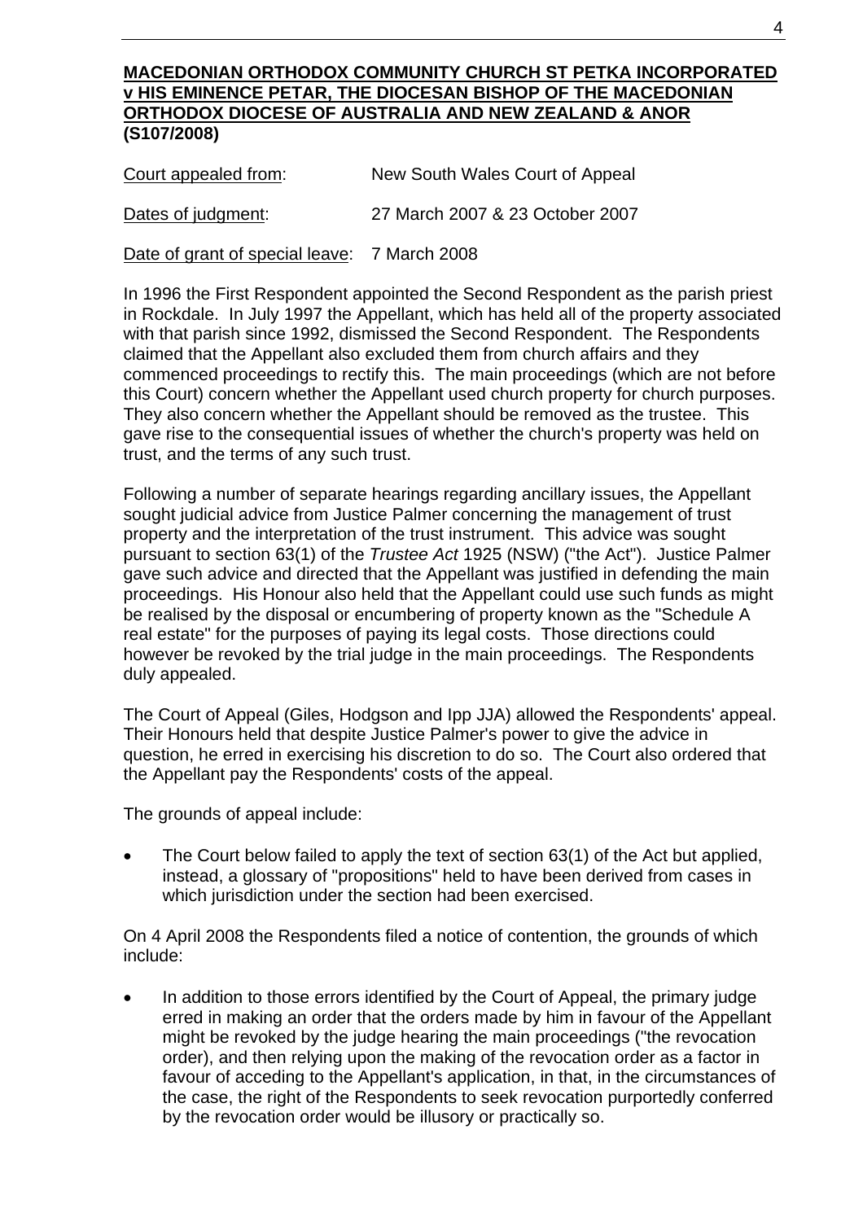**MACEDONIAN ORTHODOX COMMUNITY CHURCH ST PETKA INCORPORATED v HIS EMINENCE PETAR, THE DIOCESAN BISHOP OF THE MACEDONIAN ORTHODOX DIOCESE OF AUSTRALIA AND NEW ZEALAND & ANOR (S107/2008)**

Court appealed from: New South Wales Court of Appeal

Dates of judgment: 27 March 2007 & 23 October 2007

Date of grant of special leave: 7 March 2008

In 1996 the First Respondent appointed the Second Respondent as the parish priest in Rockdale. In July 1997 the Appellant, which has held all of the property associated with that parish since 1992, dismissed the Second Respondent. The Respondents claimed that the Appellant also excluded them from church affairs and they commenced proceedings to rectify this. The main proceedings (which are not before this Court) concern whether the Appellant used church property for church purposes. They also concern whether the Appellant should be removed as the trustee. This gave rise to the consequential issues of whether the church's property was held on trust, and the terms of any such trust.

Following a number of separate hearings regarding ancillary issues, the Appellant sought judicial advice from Justice Palmer concerning the management of trust property and the interpretation of the trust instrument. This advice was sought pursuant to section 63(1) of the *Trustee Act* 1925 (NSW) ("the Act"). Justice Palmer gave such advice and directed that the Appellant was justified in defending the main proceedings. His Honour also held that the Appellant could use such funds as might be realised by the disposal or encumbering of property known as the "Schedule A real estate" for the purposes of paying its legal costs. Those directions could however be revoked by the trial judge in the main proceedings. The Respondents duly appealed.

The Court of Appeal (Giles, Hodgson and Ipp JJA) allowed the Respondents' appeal. Their Honours held that despite Justice Palmer's power to give the advice in question, he erred in exercising his discretion to do so. The Court also ordered that the Appellant pay the Respondents' costs of the appeal.

The grounds of appeal include:

- The Court below failed to apply the text of section 63(1) of the Act but applied, instead, a glossary of "propositions" held to have been derived from cases in which jurisdiction under the section had been exercised.

On 4 April 2008 the Respondents filed a notice of contention, the grounds of which include:

- In addition to those errors identified by the Court of Appeal, the primary judge erred in making an order that the orders made by him in favour of the Appellant might be revoked by the judge hearing the main proceedings ("the revocation order), and then relying upon the making of the revocation order as a factor in favour of acceding to the Appellant's application, in that, in the circumstances of the case, the right of the Respondents to seek revocation purportedly conferred by the revocation order would be illusory or practically so.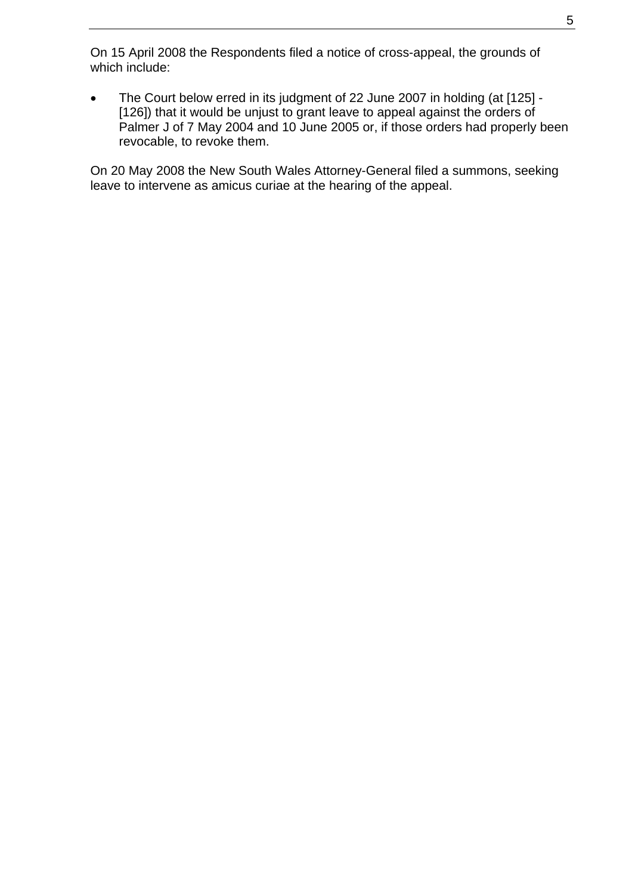On 15 April 2008 the Respondents filed a notice of cross-appeal, the grounds of which include:

- The Court below erred in its judgment of 22 June 2007 in holding (at [125] - [126]) that it would be unjust to grant leave to appeal against the orders of Palmer J of 7 May 2004 and 10 June 2005 or, if those orders had properly been revocable, to revoke them.

On 20 May 2008 the New South Wales Attorney-General filed a summons, seeking leave to intervene as amicus curiae at the hearing of the appeal.